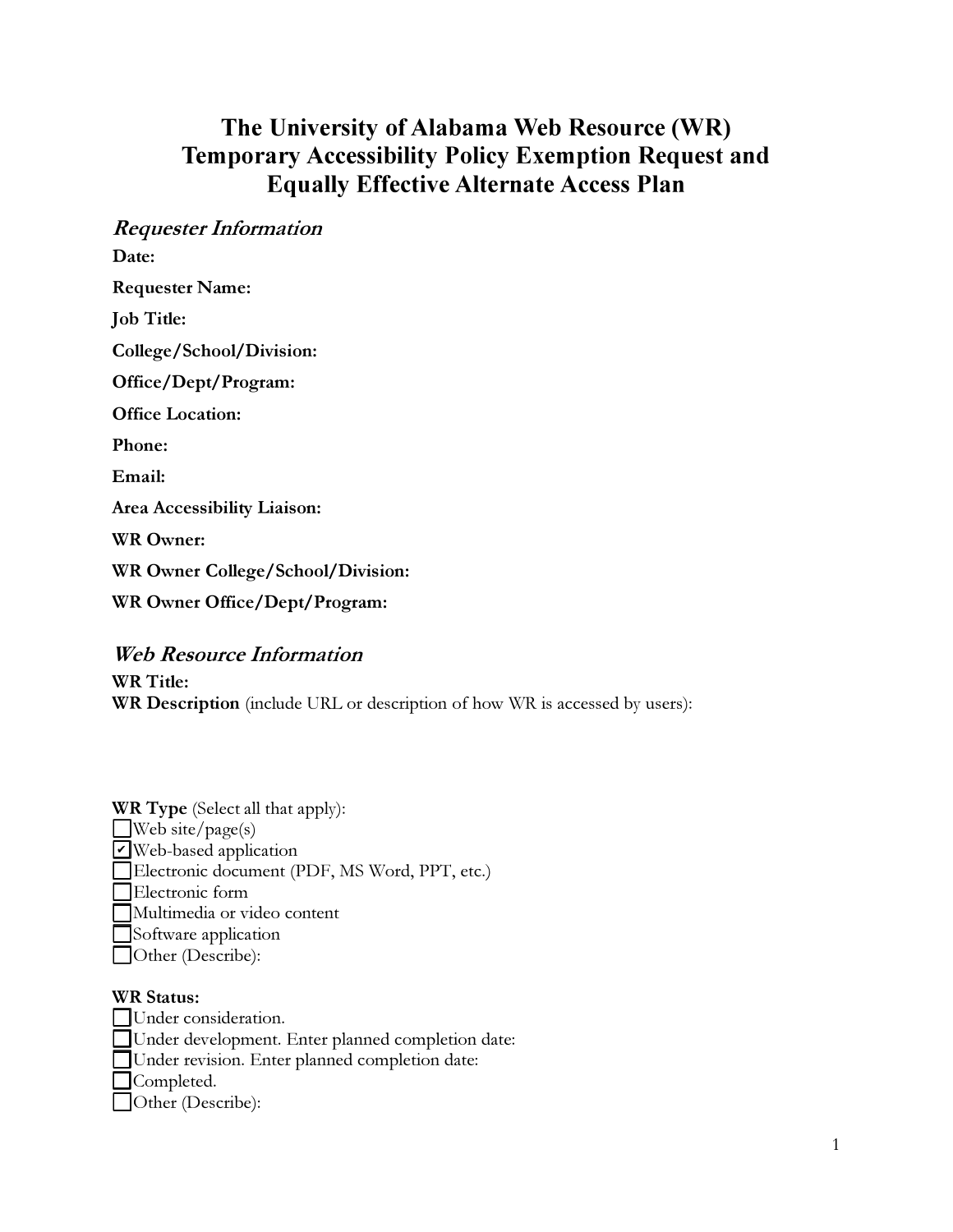# The University of Alabama Web Resource (WR) Temporary Accessibility Policy Exemption Request and Equally Effective Alternate Access Plan

## *Requester Information*

**Date:**

**Requester Name:**

**Job Title:**

**College/School/Division:**

**Office/Dept/Program:**

**Office Location:**

**Phone:**

**Email:**

**Area Accessibility Liaison:**

**WR Owner:**

**WR Owner College/School/Division:**

**WR Owner Office/Dept/Program:**

## *Web Resource Information*

**WR Title:**

**WR Description** (include URL or description of how WR is accessed by users):

**WR Type** (Select all that apply):

- [ ] Web site/page(s)
- [x] Web-based application
- [ ] Electronic document (PDF, MS Word, PPT, etc.)
- [ ] Electronic form
- [ ] Multimedia or video content
- [ ] Software application
- [ ] Other (Describe):

**WR Status:**

- [ ] Under consideration.
- [ ] Under development. Enter planned completion date:
- [ ] Under revision. Enter planned completion date:
- [ ] Completed.
- [ ] Other (Describe):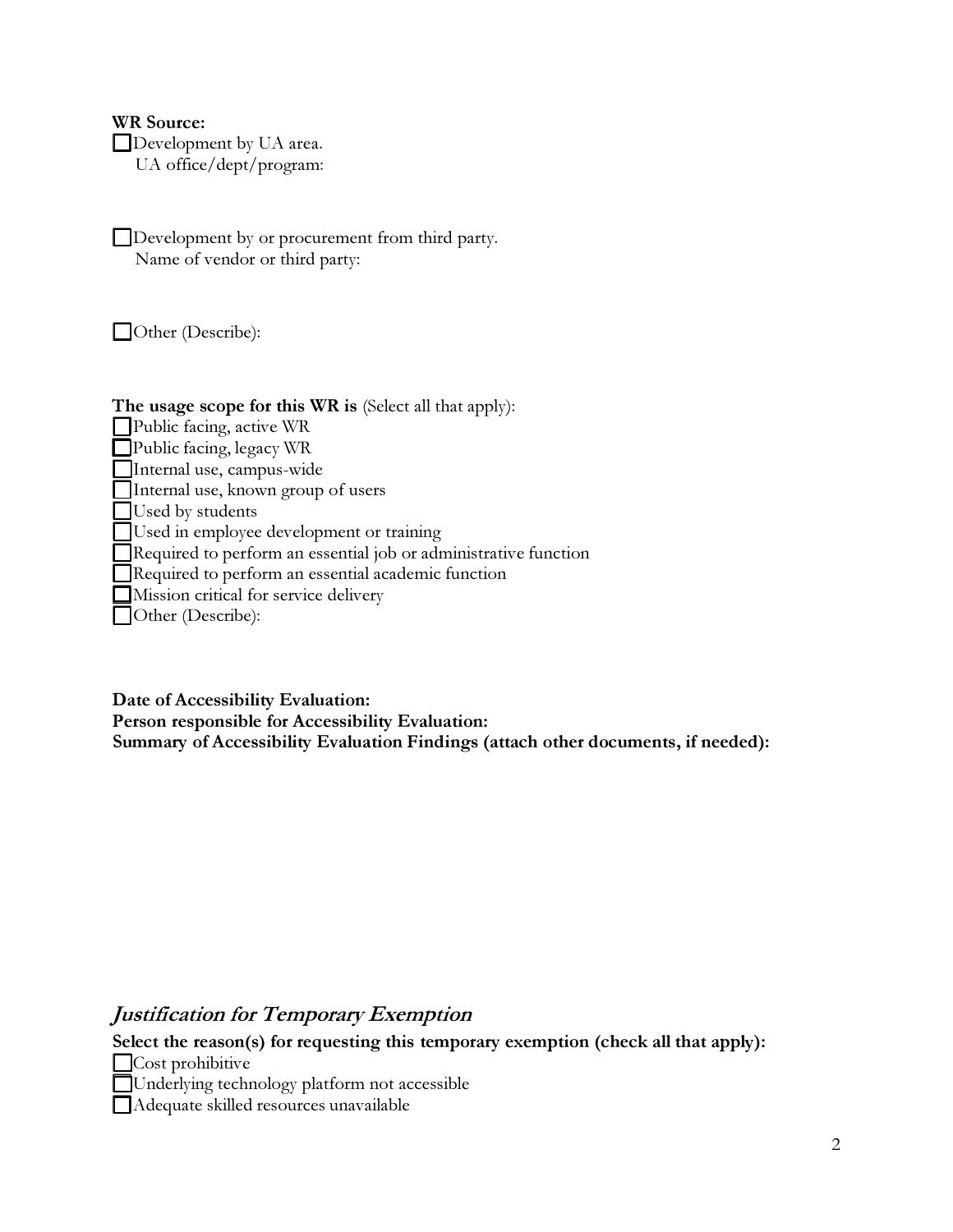**WR Source:**

☐ Development by UA area.
UA office/dept/program:

☐ Development by or procurement from third party.
Name of vendor or third party:

☐ Other (Describe):

**The usage scope for this WR is** (Select all that apply):

☐ Public facing, active WR
☐ Public facing, legacy WR
☐ Internal use, campus-wide
☐ Internal use, known group of users
☐ Used by students
☐ Used in employee development or training
☐ Required to perform an essential job or administrative function
☐ Required to perform an essential academic function
☐ Mission critical for service delivery
☐ Other (Describe):

**Date of Accessibility Evaluation:**
**Person responsible for Accessibility Evaluation:**
**Summary of Accessibility Evaluation Findings (attach other documents, if needed):**

## *Justification for Temporary Exemption*

**Select the reason(s) for requesting this temporary exemption (check all that apply):**

☐ Cost prohibitive
☐ Underlying technology platform not accessible
☐ Adequate skilled resources unavailable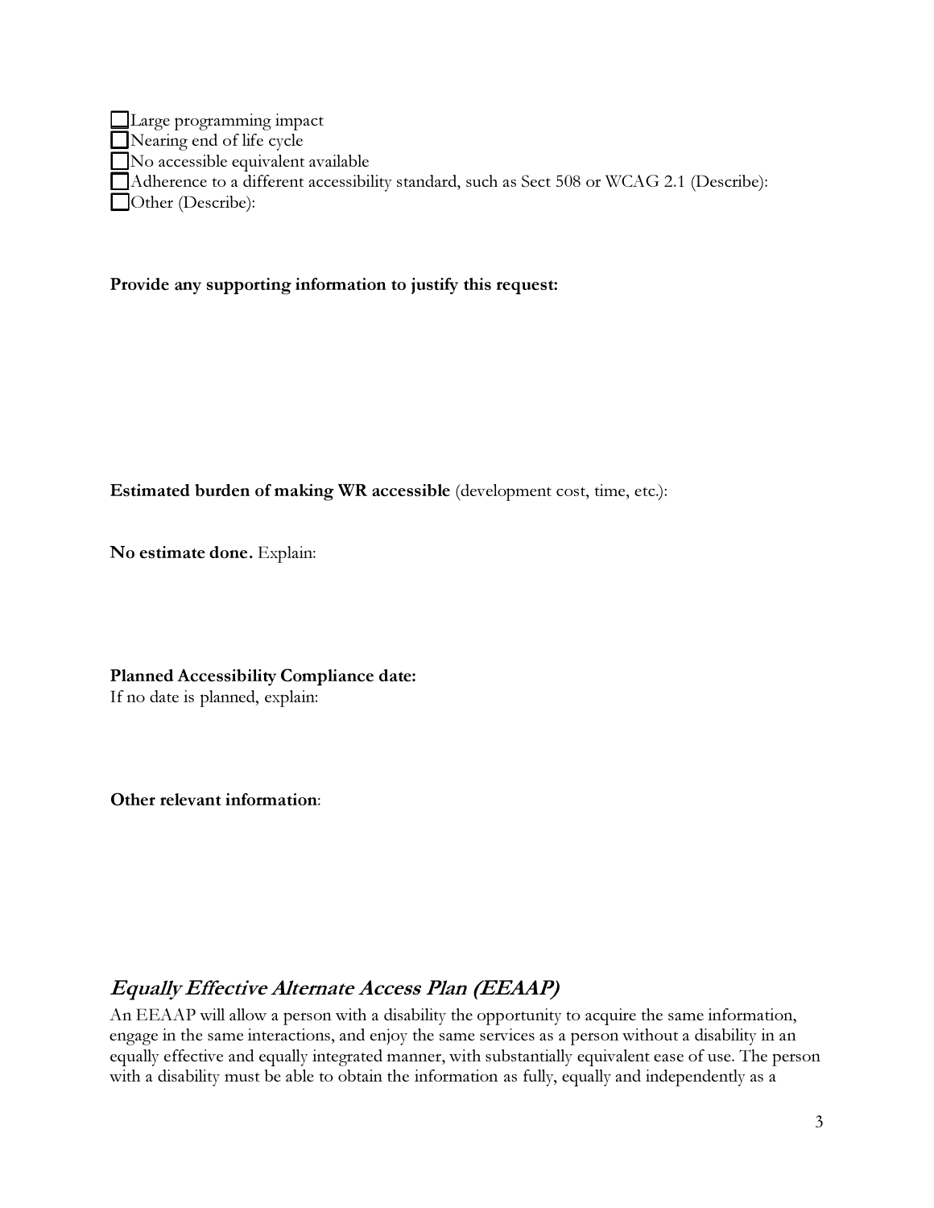- [ ] Large programming impact
- [ ] Nearing end of life cycle
- [ ] No accessible equivalent available
- [ ] Adherence to a different accessibility standard, such as Sect 508 or WCAG 2.1 (Describe):
- [ ] Other (Describe):

**Provide any supporting information to justify this request:**

**Estimated burden of making WR accessible** (development cost, time, etc.):

**No estimate done.** Explain:

**Planned Accessibility Compliance date:**
If no date is planned, explain:

**Other relevant information**:

## *Equally Effective Alternate Access Plan (EEAAP)*

An EEAAP will allow a person with a disability the opportunity to acquire the same information, engage in the same interactions, and enjoy the same services as a person without a disability in an equally effective and equally integrated manner, with substantially equivalent ease of use. The person with a disability must be able to obtain the information as fully, equally and independently as a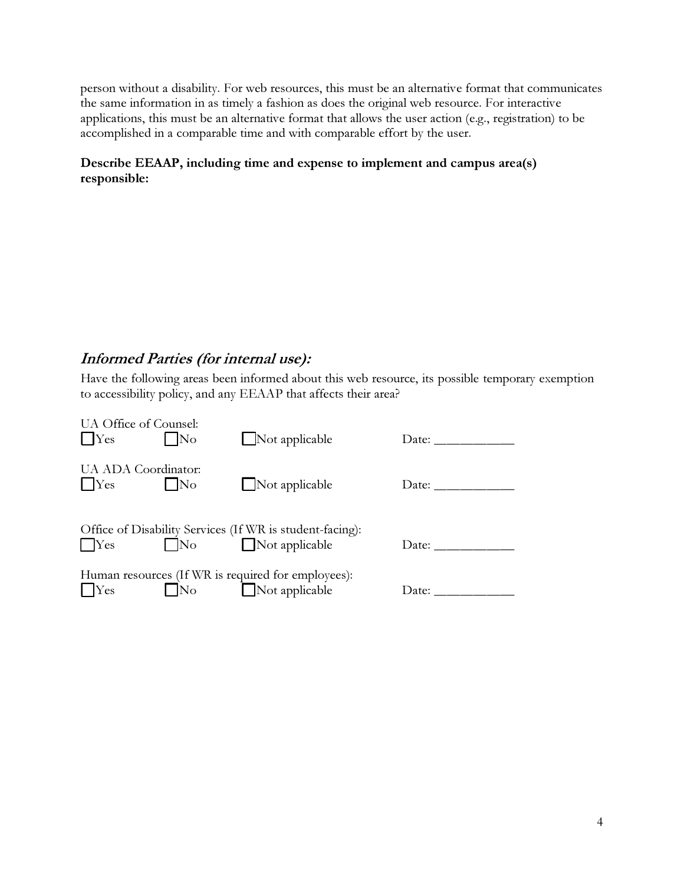person without a disability. For web resources, this must be an alternative format that communicates the same information in as timely a fashion as does the original web resource. For interactive applications, this must be an alternative format that allows the user action (e.g., registration) to be accomplished in a comparable time and with comparable effort by the user.

**Describe EEAAP, including time and expense to implement and campus area(s) responsible:**

## *Informed Parties (for internal use):*

Have the following areas been informed about this web resource, its possible temporary exemption to accessibility policy, and any EEAAP that affects their area?

UA Office of Counsel:
☐Yes ☐No ☐Not applicable Date: ____________

UA ADA Coordinator:
☐Yes ☐No ☐Not applicable Date: ____________

Office of Disability Services (If WR is student-facing):
☐Yes ☐No ☐Not applicable Date: ____________

Human resources (If WR is required for employees):
☐Yes ☐No ☐Not applicable Date: ____________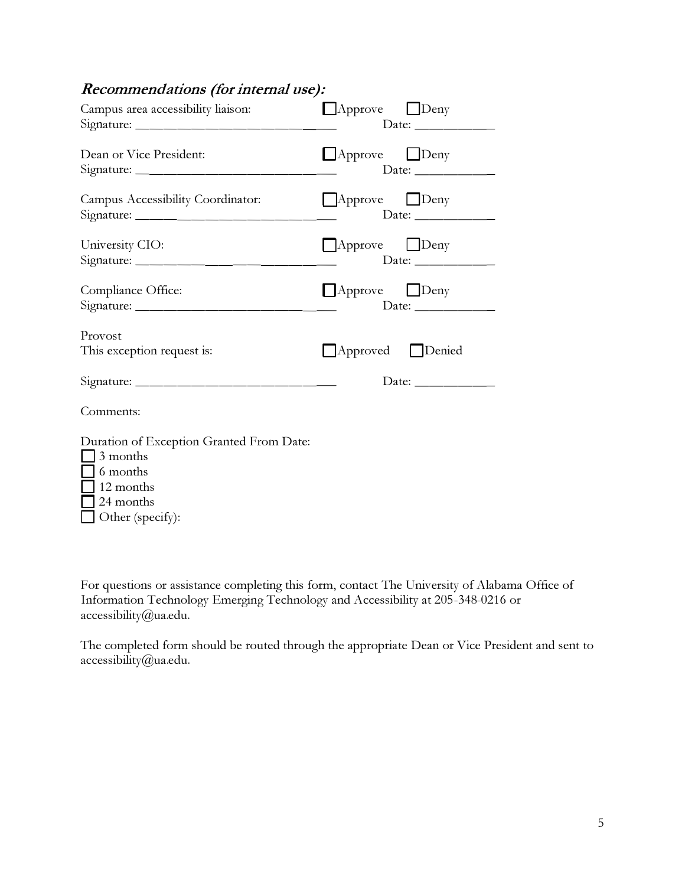### ***Recommendations (for internal use):***

Campus area accessibility liaison: ☐ Approve ☐ Deny
Signature: ______________________________ Date: ____________

Dean or Vice President: ☐ Approve ☐ Deny
Signature: ______________________________ Date: ____________

Campus Accessibility Coordinator: ☐ Approve ☐ Deny
Signature: ______________________________ Date: ____________

University CIO: ☐ Approve ☐ Deny
Signature: ______________________________ Date: ____________

Compliance Office: ☐ Approve ☐ Deny
Signature: ______________________________ Date: ____________

Provost
This exception request is: ☐ Approved ☐ Denied

Signature: ______________________________ Date: ____________

Comments:

Duration of Exception Granted From Date:

- ☐ 3 months
- ☐ 6 months
- ☐ 12 months
- ☐ 24 months
- ☐ Other (specify):

For questions or assistance completing this form, contact The University of Alabama Office of Information Technology Emerging Technology and Accessibility at 205-348-0216 or accessibility@ua.edu.

The completed form should be routed through the appropriate Dean or Vice President and sent to accessibility@ua.edu.